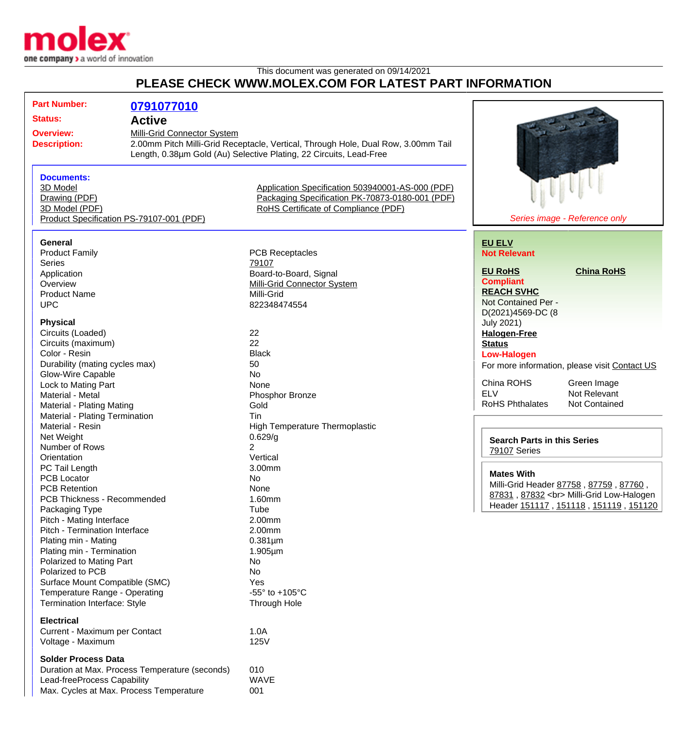This document was generated on 09/14/2021

# PLEASE CHECK WWW.MOLEX.COM FOR LATEST PART INFORMATION

**Part Number:** 0791077010

**Status:** Active

**Overview:** Milli-Grid Connector System

**Description:** 2.00mm Pitch Milli-Grid Receptacle, Vertical, Through Hole, Dual Row, 3.00mm Tail Length, 0.38µm Gold (Au) Selective Plating, 22 Circuits, Lead-Free

*Series image - Reference only*

### Documents:

- 3D Model
- Drawing (PDF)
- 3D Model (PDF)
- Product Specification PS-79107-001 (PDF)
- Application Specification 503940001-AS-000 (PDF)
- Packaging Specification PK-70873-0180-001 (PDF)
- RoHS Certificate of Compliance (PDF)

**EU ELV**
**Not Relevant**

**EU RoHS**
**Compliant**

**China RoHS**

**REACH SVHC**
Not Contained Per - D(2021)4569-DC (8 July 2021)

**Halogen-Free Status**
**Low-Halogen**

For more information, please visit Contact US

| | |
|---|---|
| China ROHS | Green Image |
| ELV | Not Relevant |
| RoHS Phthalates | Not Contained |

**Search Parts in this Series**
79107 Series

**Mates With**
Milli-Grid Header 87758 , 87759 , 87760 , 87831 , 87832 <br> Milli-Grid Low-Halogen Header 151117 , 151118 , 151119 , 151120

### General

| | |
|---|---|
| Product Family | PCB Receptacles |
| Series | 79107 |
| Application | Board-to-Board, Signal |
| Overview | Milli-Grid Connector System |
| Product Name | Milli-Grid |
| UPC | 822348474554 |

### Physical

| | |
|---|---|
| Circuits (Loaded) | 22 |
| Circuits (maximum) | 22 |
| Color - Resin | Black |
| Durability (mating cycles max) | 50 |
| Glow-Wire Capable | No |
| Lock to Mating Part | None |
| Material - Metal | Phosphor Bronze |
| Material - Plating Mating | Gold |
| Material - Plating Termination | Tin |
| Material - Resin | High Temperature Thermoplastic |
| Net Weight | 0.629/g |
| Number of Rows | 2 |
| Orientation | Vertical |
| PC Tail Length | 3.00mm |
| PCB Locator | No |
| PCB Retention | None |
| PCB Thickness - Recommended | 1.60mm |
| Packaging Type | Tube |
| Pitch - Mating Interface | 2.00mm |
| Pitch - Termination Interface | 2.00mm |
| Plating min - Mating | 0.381µm |
| Plating min - Termination | 1.905µm |
| Polarized to Mating Part | No |
| Polarized to PCB | No |
| Surface Mount Compatible (SMC) | Yes |
| Temperature Range - Operating | -55° to +105°C |
| Termination Interface: Style | Through Hole |

### Electrical

| | |
|---|---|
| Current - Maximum per Contact | 1.0A |
| Voltage - Maximum | 125V |

### Solder Process Data

| | |
|---|---|
| Duration at Max. Process Temperature (seconds) | 010 |
| Lead-freeProcess Capability | WAVE |
| Max. Cycles at Max. Process Temperature | 001 |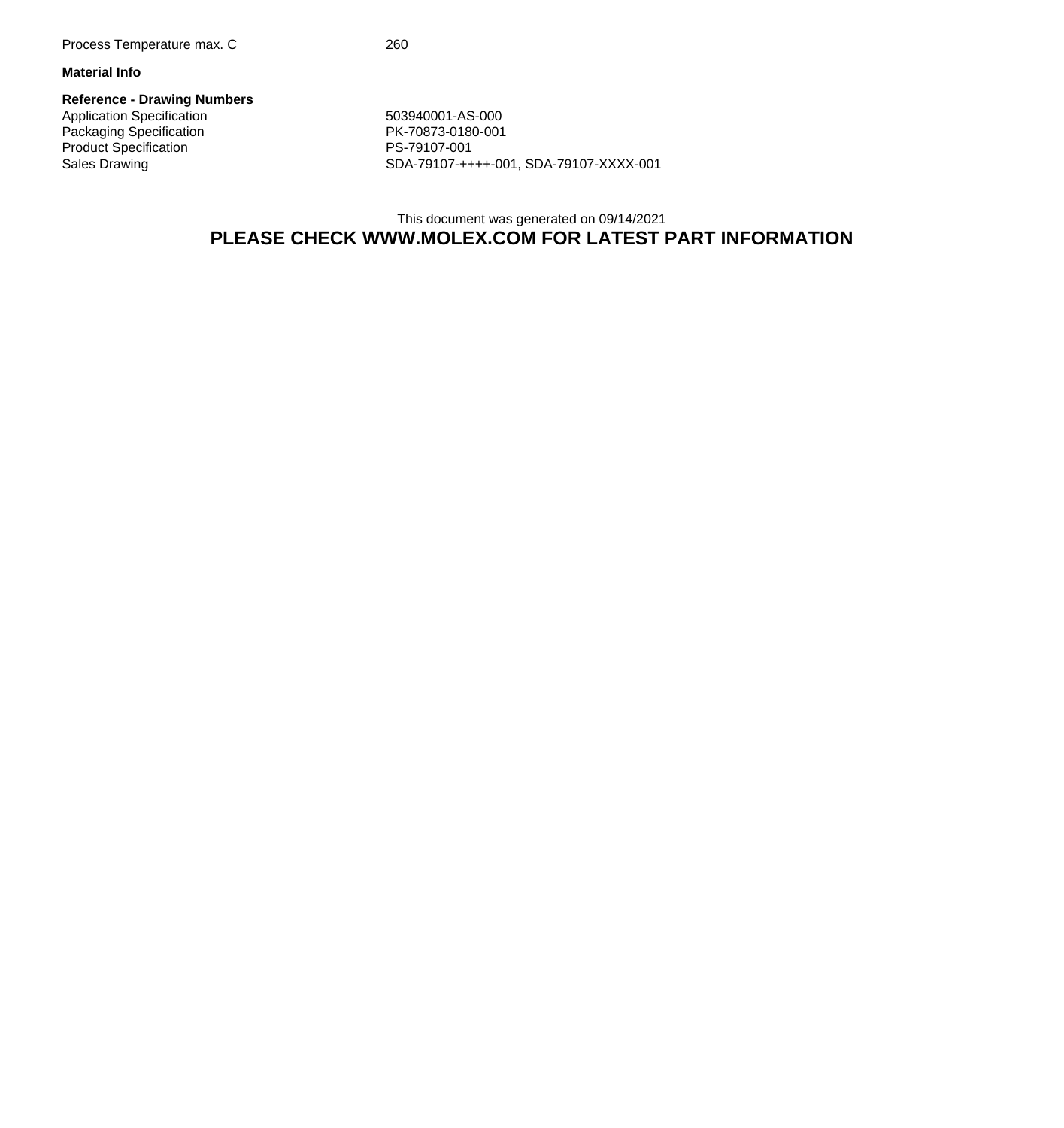| | |
|---|---|
| Process Temperature max. C | 260 |

**Material Info**

**Reference - Drawing Numbers**

| | |
|---|---|
| Application Specification | 503940001-AS-000 |
| Packaging Specification | PK-70873-0180-001 |
| Product Specification | PS-79107-001 |
| Sales Drawing | SDA-79107-++++-001, SDA-79107-XXXX-001 |

This document was generated on 09/14/2021

**PLEASE CHECK WWW.MOLEX.COM FOR LATEST PART INFORMATION**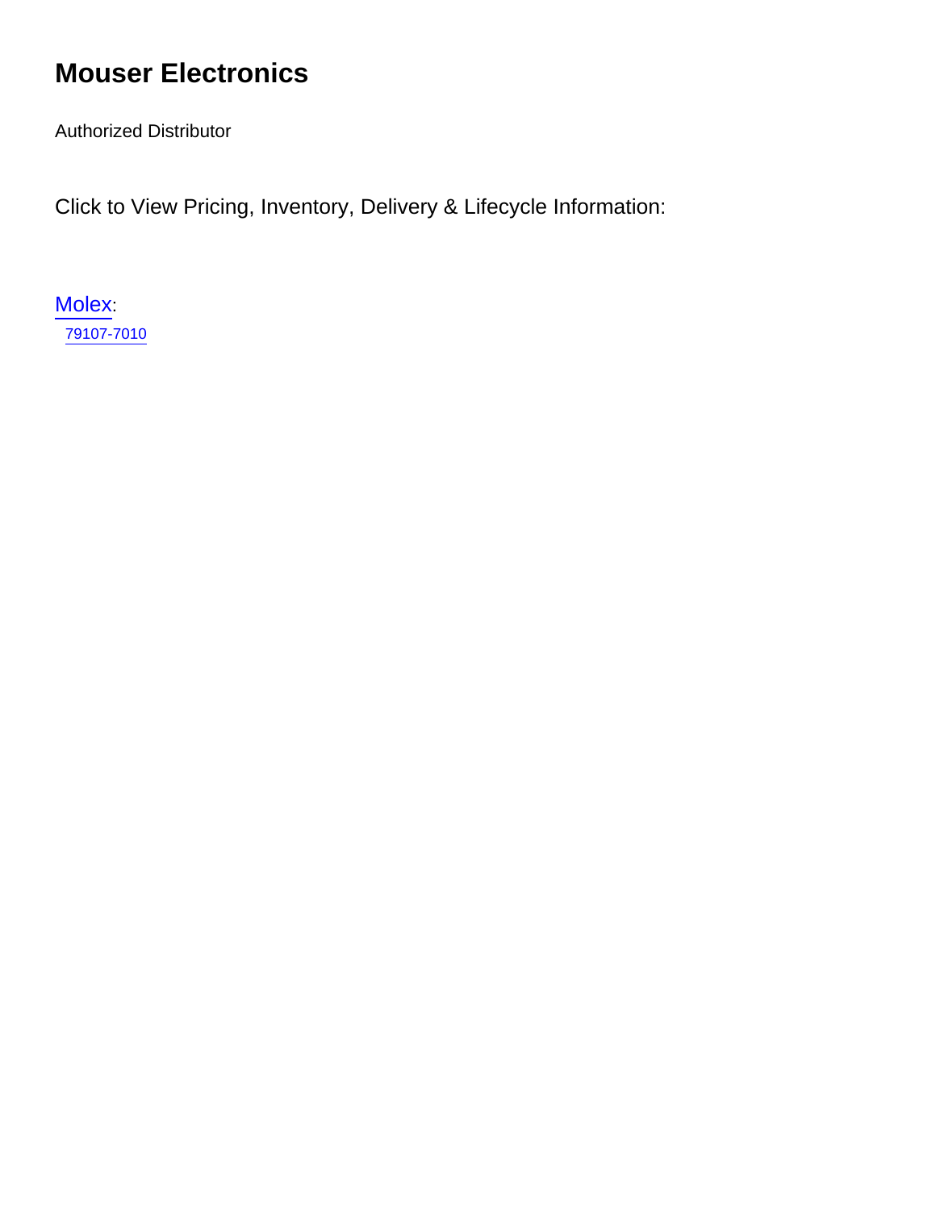# Mouser Electronics

Authorized Distributor

Click to View Pricing, Inventory, Delivery & Lifecycle Information:

Molex:

79107-7010